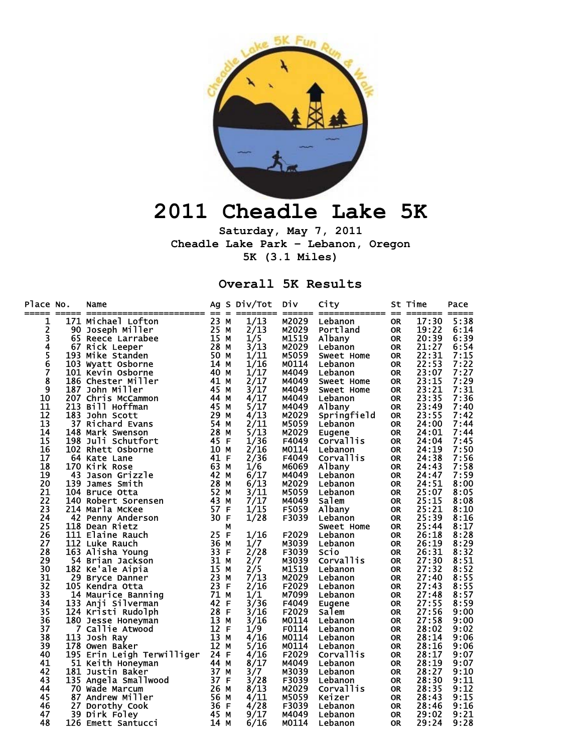# 2011 Cheadle Lake 5K

**Saturday, May 7, 2011**
**Cheadle Lake Park - Lebanon, Oregon**
**5K (3.1 Miles)**

## Overall 5K Results

| Place | No. | Name | Ag | S | Div/Tot | Div | City | St | Time | Pace |
|---|---|---|---|---|---|---|---|---|---|---|
| 1 | 171 | Michael Lofton | 23 | M | 1/13 | M2029 | Lebanon | OR | 17:30 | 5:38 |
| 2 | 90 | Joseph Miller | 25 | M | 2/13 | M2029 | Portland | OR | 19:22 | 6:14 |
| 3 | 65 | Reece Larrabee | 15 | M | 1/5 | M1519 | Albany | OR | 20:39 | 6:39 |
| 4 | 67 | Rick Leeper | 28 | M | 3/13 | M2029 | Lebanon | OR | 21:27 | 6:54 |
| 5 | 193 | Mike Standen | 50 | M | 1/11 | M5059 | Sweet Home | OR | 22:31 | 7:15 |
| 6 | 103 | Wyatt Osborne | 14 | M | 1/16 | M0114 | Lebanon | OR | 22:53 | 7:22 |
| 7 | 101 | Kevin Osborne | 40 | M | 1/17 | M4049 | Lebanon | OR | 23:07 | 7:27 |
| 8 | 186 | Chester Miller | 41 | M | 2/17 | M4049 | Sweet Home | OR | 23:15 | 7:29 |
| 9 | 187 | John Miller | 45 | M | 3/17 | M4049 | Sweet Home | OR | 23:21 | 7:31 |
| 10 | 207 | Chris McCammon | 44 | M | 4/17 | M4049 | Lebanon | OR | 23:35 | 7:36 |
| 11 | 213 | Bill Hoffman | 45 | M | 5/17 | M4049 | Albany | OR | 23:49 | 7:40 |
| 12 | 183 | John Scott | 29 | M | 4/13 | M2029 | Springfield | OR | 23:55 | 7:42 |
| 13 | 37 | Richard Evans | 54 | M | 2/11 | M5059 | Lebanon | OR | 24:00 | 7:44 |
| 14 | 148 | Mark Swenson | 28 | M | 5/13 | M2029 | Eugene | OR | 24:01 | 7:44 |
| 15 | 198 | Juli Schutfort | 45 | F | 1/36 | F4049 | Corvallis | OR | 24:04 | 7:45 |
| 16 | 102 | Rhett Osborne | 10 | M | 2/16 | M0114 | Lebanon | OR | 24:19 | 7:50 |
| 17 | 64 | Kate Lane | 41 | F | 2/36 | F4049 | Corvallis | OR | 24:38 | 7:56 |
| 18 | 170 | Kirk Rose | 63 | M | 1/6 | M6069 | Albany | OR | 24:43 | 7:58 |
| 19 | 43 | Jason Grizzle | 42 | M | 6/17 | M4049 | Lebanon | OR | 24:47 | 7:59 |
| 20 | 139 | James Smith | 28 | M | 6/13 | M2029 | Lebanon | OR | 24:51 | 8:00 |
| 21 | 104 | Bruce Otta | 52 | M | 3/11 | M5059 | Lebanon | OR | 25:07 | 8:05 |
| 22 | 140 | Robert Sorensen | 43 | M | 7/17 | M4049 | Salem | OR | 25:15 | 8:08 |
| 23 | 214 | Marla McKee | 57 | F | 1/15 | F5059 | Albany | OR | 25:21 | 8:10 |
| 24 | 42 | Penny Anderson | 30 | F | 1/28 | F3039 | Lebanon | OR | 25:39 | 8:16 |
| 25 | 118 | Dean Rietz | | M | | | Sweet Home | OR | 25:44 | 8:17 |
| 26 | 111 | Elaine Rauch | 25 | F | 1/16 | F2029 | Lebanon | OR | 26:18 | 8:28 |
| 27 | 112 | Luke Rauch | 36 | M | 1/7 | M3039 | Lebanon | OR | 26:19 | 8:29 |
| 28 | 163 | Alisha Young | 33 | F | 2/28 | F3039 | Scio | OR | 26:31 | 8:32 |
| 29 | 54 | Brian Jackson | 31 | M | 2/7 | M3039 | Corvallis | OR | 27:30 | 8:51 |
| 30 | 182 | Ke'ale Aipia | 15 | M | 2/5 | M1519 | Lebanon | OR | 27:32 | 8:52 |
| 31 | 29 | Bryce Danner | 23 | M | 7/13 | M2029 | Lebanon | OR | 27:40 | 8:55 |
| 32 | 105 | Kendra Otta | 23 | F | 2/16 | F2029 | Lebanon | OR | 27:43 | 8:55 |
| 33 | 14 | Maurice Banning | 71 | M | 1/1 | M7099 | Lebanon | OR | 27:48 | 8:57 |
| 34 | 133 | Anji Silverman | 42 | F | 3/36 | F4049 | Eugene | OR | 27:55 | 8:59 |
| 35 | 124 | Kristi Rudolph | 28 | F | 3/16 | F2029 | Salem | OR | 27:56 | 9:00 |
| 36 | 180 | Jesse Honeyman | 13 | M | 3/16 | M0114 | Lebanon | OR | 27:58 | 9:00 |
| 37 | 7 | Callie Atwood | 12 | F | 1/9 | F0114 | Lebanon | OR | 28:02 | 9:02 |
| 38 | 113 | Josh Ray | 13 | M | 4/16 | M0114 | Lebanon | OR | 28:14 | 9:06 |
| 39 | 178 | Owen Baker | 12 | M | 5/16 | M0114 | Lebanon | OR | 28:16 | 9:06 |
| 40 | 195 | Erin Leigh Terwilliger | 24 | F | 4/16 | F2029 | Corvallis | OR | 28:17 | 9:07 |
| 41 | 51 | Keith Honeyman | 44 | M | 8/17 | M4049 | Lebanon | OR | 28:19 | 9:07 |
| 42 | 181 | Justin Baker | 37 | M | 3/7 | M3039 | Lebanon | OR | 28:27 | 9:10 |
| 43 | 135 | Angela Smallwood | 37 | F | 3/28 | F3039 | Lebanon | OR | 28:30 | 9:11 |
| 44 | 70 | Wade Marcum | 26 | M | 8/13 | M2029 | Corvallis | OR | 28:35 | 9:12 |
| 45 | 87 | Andrew Miller | 56 | M | 4/11 | M5059 | Keizer | OR | 28:43 | 9:15 |
| 46 | 27 | Dorothy Cook | 36 | F | 4/28 | F3039 | Lebanon | OR | 28:46 | 9:16 |
| 47 | 39 | Dirk Foley | 45 | M | 9/17 | M4049 | Lebanon | OR | 29:02 | 9:21 |
| 48 | 126 | Emett Santucci | 14 | M | 6/16 | M0114 | Lebanon | OR | 29:24 | 9:28 |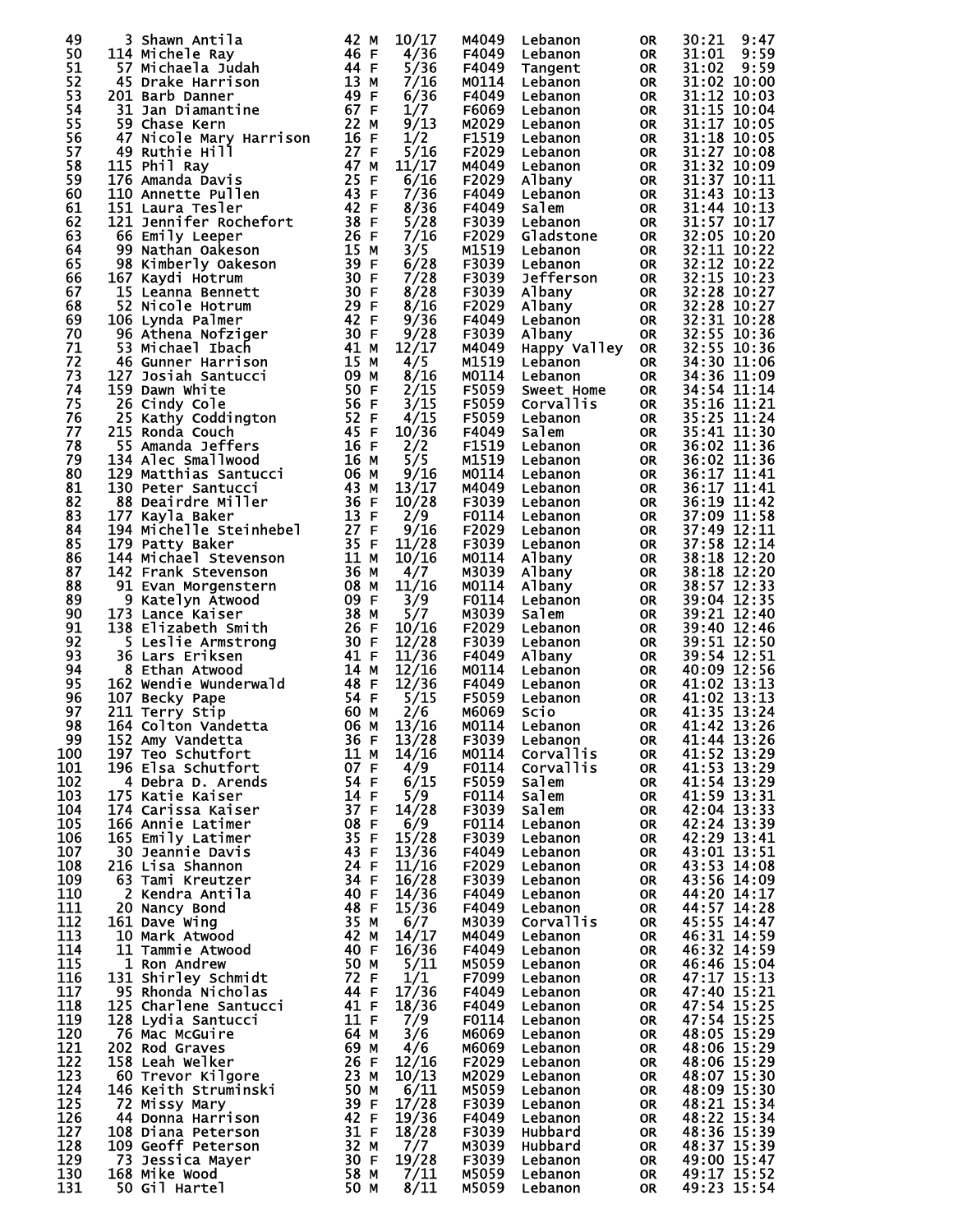| Place | Bib | Name | Age | Sex | Div Place | Division | City | State | Time | Pace |
|---|---|---|---|---|---|---|---|---|---|---|
| 49 | 3 | Shawn Antila | 42 | M | 10/17 | M4049 | Lebanon | OR | 30:21 | 9:47 |
| 50 | 114 | Michele Ray | 46 | F | 4/36 | F4049 | Lebanon | OR | 31:01 | 9:59 |
| 51 | 57 | Michaela Judah | 44 | F | 5/36 | F4049 | Tangent | OR | 31:02 | 9:59 |
| 52 | 45 | Drake Harrison | 13 | M | 7/16 | M0114 | Lebanon | OR | 31:02 | 10:00 |
| 53 | 201 | Barb Danner | 49 | F | 6/36 | F4049 | Lebanon | OR | 31:12 | 10:03 |
| 54 | 31 | Jan Diamantine | 67 | F | 1/7 | F6069 | Lebanon | OR | 31:15 | 10:04 |
| 55 | 59 | Chase Kern | 22 | M | 9/13 | M2029 | Lebanon | OR | 31:17 | 10:05 |
| 56 | 47 | Nicole Mary Harrison | 16 | F | 1/2 | F1519 | Lebanon | OR | 31:18 | 10:05 |
| 57 | 49 | Ruthie Hill | 27 | F | 5/16 | F2029 | Lebanon | OR | 31:27 | 10:08 |
| 58 | 115 | Phil Ray | 47 | M | 11/17 | M4049 | Lebanon | OR | 31:32 | 10:09 |
| 59 | 176 | Amanda Davis | 25 | F | 6/16 | F2029 | Albany | OR | 31:37 | 10:11 |
| 60 | 110 | Annette Pullen | 43 | F | 7/36 | F4049 | Lebanon | OR | 31:43 | 10:13 |
| 61 | 151 | Laura Tesler | 42 | F | 8/36 | F4049 | Salem | OR | 31:44 | 10:13 |
| 62 | 121 | Jennifer Rochefort | 38 | F | 5/28 | F3039 | Lebanon | OR | 31:57 | 10:17 |
| 63 | 66 | Emily Leeper | 26 | F | 7/16 | F2029 | Gladstone | OR | 32:05 | 10:20 |
| 64 | 99 | Nathan Oakeson | 15 | M | 3/5 | M1519 | Lebanon | OR | 32:11 | 10:22 |
| 65 | 98 | Kimberly Oakeson | 39 | F | 6/28 | F3039 | Lebanon | OR | 32:12 | 10:22 |
| 66 | 167 | Kaydi Hotrum | 30 | F | 7/28 | F3039 | Jefferson | OR | 32:15 | 10:23 |
| 67 | 15 | Leanna Bennett | 30 | F | 8/28 | F3039 | Albany | OR | 32:28 | 10:27 |
| 68 | 52 | Nicole Hotrum | 29 | F | 8/16 | F2029 | Albany | OR | 32:28 | 10:27 |
| 69 | 106 | Lynda Palmer | 42 | F | 9/36 | F4049 | Lebanon | OR | 32:31 | 10:28 |
| 70 | 96 | Athena Nofziger | 30 | F | 9/28 | F3039 | Albany | OR | 32:55 | 10:36 |
| 71 | 53 | Michael Ibach | 41 | M | 12/17 | M4049 | Happy Valley | OR | 32:55 | 10:36 |
| 72 | 46 | Gunner Harrison | 15 | M | 4/5 | M1519 | Lebanon | OR | 34:30 | 11:06 |
| 73 | 127 | Josiah Santucci | 09 | M | 8/16 | M0114 | Lebanon | OR | 34:36 | 11:09 |
| 74 | 159 | Dawn White | 50 | F | 2/15 | F5059 | Sweet Home | OR | 34:54 | 11:14 |
| 75 | 26 | Cindy Cole | 56 | F | 3/15 | F5059 | Corvallis | OR | 35:16 | 11:21 |
| 76 | 25 | Kathy Coddington | 52 | F | 4/15 | F5059 | Lebanon | OR | 35:25 | 11:24 |
| 77 | 215 | Ronda Couch | 45 | F | 10/36 | F4049 | Salem | OR | 35:41 | 11:30 |
| 78 | 55 | Amanda Jeffers | 16 | F | 2/2 | F1519 | Lebanon | OR | 36:02 | 11:36 |
| 79 | 134 | Alec Smallwood | 16 | M | 5/5 | M1519 | Lebanon | OR | 36:02 | 11:36 |
| 80 | 129 | Matthias Santucci | 06 | M | 9/16 | M0114 | Lebanon | OR | 36:17 | 11:41 |
| 81 | 130 | Peter Santucci | 43 | M | 13/17 | M4049 | Lebanon | OR | 36:17 | 11:41 |
| 82 | 88 | Deairdre Miller | 36 | F | 10/28 | F3039 | Lebanon | OR | 36:19 | 11:42 |
| 83 | 177 | Kayla Baker | 13 | F | 2/9 | F0114 | Lebanon | OR | 37:09 | 11:58 |
| 84 | 194 | Michelle Steinhebel | 27 | F | 9/16 | F2029 | Lebanon | OR | 37:49 | 12:11 |
| 85 | 179 | Patty Baker | 35 | F | 11/28 | F3039 | Lebanon | OR | 37:58 | 12:14 |
| 86 | 144 | Michael Stevenson | 11 | M | 10/16 | M0114 | Albany | OR | 38:18 | 12:20 |
| 87 | 142 | Frank Stevenson | 36 | M | 4/7 | M3039 | Albany | OR | 38:18 | 12:20 |
| 88 | 91 | Evan Morgenstern | 08 | M | 11/16 | M0114 | Albany | OR | 38:57 | 12:33 |
| 89 | 9 | Katelyn Atwood | 09 | F | 3/9 | F0114 | Lebanon | OR | 39:04 | 12:35 |
| 90 | 173 | Lance Kaiser | 38 | M | 5/7 | M3039 | Salem | OR | 39:21 | 12:40 |
| 91 | 138 | Elizabeth Smith | 26 | F | 10/16 | F2029 | Lebanon | OR | 39:40 | 12:46 |
| 92 | 5 | Leslie Armstrong | 30 | F | 12/28 | F3039 | Lebanon | OR | 39:51 | 12:50 |
| 93 | 36 | Lars Eriksen | 41 | F | 11/36 | F4049 | Albany | OR | 39:54 | 12:51 |
| 94 | 8 | Ethan Atwood | 14 | M | 12/16 | M0114 | Lebanon | OR | 40:09 | 12:56 |
| 95 | 162 | Wendie Wunderwald | 48 | F | 12/36 | F4049 | Lebanon | OR | 41:02 | 13:13 |
| 96 | 107 | Becky Pape | 54 | F | 5/15 | F5059 | Lebanon | OR | 41:02 | 13:13 |
| 97 | 211 | Terry Stip | 60 | M | 2/6 | M6069 | Scio | OR | 41:35 | 13:24 |
| 98 | 164 | Colton Vandetta | 06 | M | 13/16 | M0114 | Lebanon | OR | 41:42 | 13:26 |
| 99 | 152 | Amy Vandetta | 36 | F | 13/28 | F3039 | Lebanon | OR | 41:44 | 13:26 |
| 100 | 197 | Teo Schutfort | 11 | M | 14/16 | M0114 | Corvallis | OR | 41:52 | 13:29 |
| 101 | 196 | Elsa Schutfort | 07 | F | 4/9 | F0114 | Corvallis | OR | 41:53 | 13:29 |
| 102 | 4 | Debra D. Arends | 54 | F | 6/15 | F5059 | Salem | OR | 41:54 | 13:29 |
| 103 | 175 | Katie Kaiser | 14 | F | 5/9 | F0114 | Salem | OR | 41:59 | 13:31 |
| 104 | 174 | Carissa Kaiser | 37 | F | 14/28 | F3039 | Salem | OR | 42:04 | 13:33 |
| 105 | 166 | Annie Latimer | 08 | F | 6/9 | F0114 | Lebanon | OR | 42:24 | 13:39 |
| 106 | 165 | Emily Latimer | 35 | F | 15/28 | F3039 | Lebanon | OR | 42:29 | 13:41 |
| 107 | 30 | Jeannie Davis | 43 | F | 13/36 | F4049 | Lebanon | OR | 43:01 | 13:51 |
| 108 | 216 | Lisa Shannon | 24 | F | 11/16 | F2029 | Lebanon | OR | 43:53 | 14:08 |
| 109 | 63 | Tami Kreutzer | 34 | F | 16/28 | F3039 | Lebanon | OR | 43:56 | 14:09 |
| 110 | 2 | Kendra Antila | 40 | F | 14/36 | F4049 | Lebanon | OR | 44:20 | 14:17 |
| 111 | 20 | Nancy Bond | 48 | F | 15/36 | F4049 | Lebanon | OR | 44:57 | 14:28 |
| 112 | 161 | Dave Wing | 35 | M | 6/7 | M3039 | Corvallis | OR | 45:55 | 14:47 |
| 113 | 10 | Mark Atwood | 42 | M | 14/17 | M4049 | Lebanon | OR | 46:31 | 14:59 |
| 114 | 11 | Tammie Atwood | 40 | F | 16/36 | F4049 | Lebanon | OR | 46:32 | 14:59 |
| 115 | 1 | Ron Andrew | 50 | M | 5/11 | M5059 | Lebanon | OR | 46:46 | 15:04 |
| 116 | 131 | Shirley Schmidt | 72 | F | 1/1 | F7099 | Lebanon | OR | 47:17 | 15:13 |
| 117 | 95 | Rhonda Nicholas | 44 | F | 17/36 | F4049 | Lebanon | OR | 47:40 | 15:21 |
| 118 | 125 | Charlene Santucci | 41 | F | 18/36 | F4049 | Lebanon | OR | 47:54 | 15:25 |
| 119 | 128 | Lydia Santucci | 11 | F | 7/9 | F0114 | Lebanon | OR | 47:54 | 15:25 |
| 120 | 76 | Mac McGuire | 64 | M | 3/6 | M6069 | Lebanon | OR | 48:05 | 15:29 |
| 121 | 202 | Rod Graves | 69 | M | 4/6 | M6069 | Lebanon | OR | 48:06 | 15:29 |
| 122 | 158 | Leah Welker | 26 | F | 12/16 | F2029 | Lebanon | OR | 48:06 | 15:29 |
| 123 | 60 | Trevor Kilgore | 23 | M | 10/13 | M2029 | Lebanon | OR | 48:07 | 15:30 |
| 124 | 146 | Keith Struminski | 50 | M | 6/11 | M5059 | Lebanon | OR | 48:09 | 15:30 |
| 125 | 72 | Missy Mary | 39 | F | 17/28 | F3039 | Lebanon | OR | 48:21 | 15:34 |
| 126 | 44 | Donna Harrison | 42 | F | 19/36 | F4049 | Lebanon | OR | 48:22 | 15:34 |
| 127 | 108 | Diana Peterson | 31 | F | 18/28 | F3039 | Hubbard | OR | 48:36 | 15:39 |
| 128 | 109 | Geoff Peterson | 32 | M | 7/7 | M3039 | Hubbard | OR | 48:37 | 15:39 |
| 129 | 73 | Jessica Mayer | 30 | F | 19/28 | F3039 | Lebanon | OR | 49:00 | 15:47 |
| 130 | 168 | Mike Wood | 58 | M | 7/11 | M5059 | Lebanon | OR | 49:17 | 15:52 |
| 131 | 50 | Gil Hartel | 50 | M | 8/11 | M5059 | Lebanon | OR | 49:23 | 15:54 |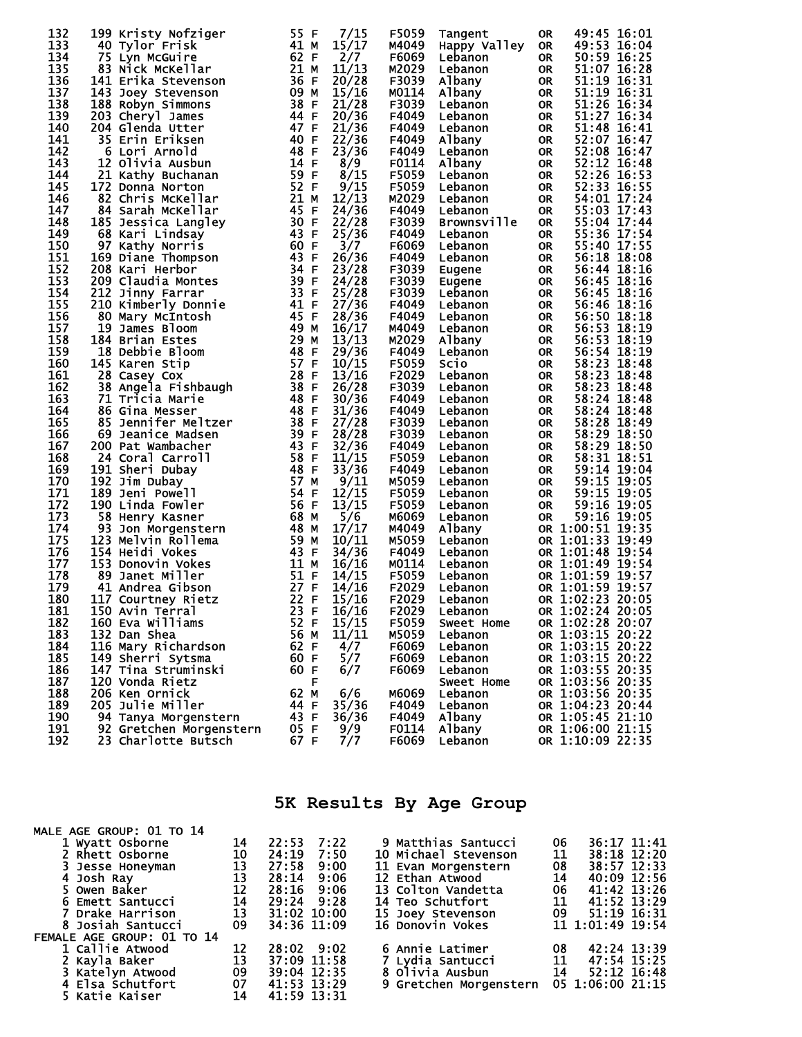| Place | Bib | Name | Age | Sex | Div Place | Division | City | State | Time | Pace |
|---|---|---|---|---|---|---|---|---|---|---|
| 132 | 199 | Kristy Nofziger | 55 | F | 7/15 | F5059 | Tangent | OR | 49:45 | 16:01 |
| 133 | 40 | Tylor Frisk | 41 | M | 15/17 | M4049 | Happy Valley | OR | 49:53 | 16:04 |
| 134 | 75 | Lyn McGuire | 62 | F | 2/7 | F6069 | Lebanon | OR | 50:59 | 16:25 |
| 135 | 83 | Nick McKellar | 21 | M | 11/13 | M2029 | Lebanon | OR | 51:07 | 16:28 |
| 136 | 141 | Erika Stevenson | 36 | F | 20/28 | F3039 | Albany | OR | 51:19 | 16:31 |
| 137 | 143 | Joey Stevenson | 09 | M | 15/16 | M0114 | Albany | OR | 51:19 | 16:31 |
| 138 | 188 | Robyn Simmons | 38 | F | 21/28 | F3039 | Lebanon | OR | 51:26 | 16:34 |
| 139 | 203 | Cheryl James | 44 | F | 20/36 | F4049 | Lebanon | OR | 51:27 | 16:34 |
| 140 | 204 | Glenda Utter | 47 | F | 21/36 | F4049 | Lebanon | OR | 51:48 | 16:41 |
| 141 | 35 | Erin Eriksen | 40 | F | 22/36 | F4049 | Albany | OR | 52:07 | 16:47 |
| 142 | 6 | Lori Arnold | 48 | F | 23/36 | F4049 | Lebanon | OR | 52:08 | 16:47 |
| 143 | 12 | Olivia Ausbun | 14 | F | 8/9 | F0114 | Albany | OR | 52:12 | 16:48 |
| 144 | 21 | Kathy Buchanan | 59 | F | 8/15 | F5059 | Lebanon | OR | 52:26 | 16:53 |
| 145 | 172 | Donna Norton | 52 | F | 9/15 | F5059 | Lebanon | OR | 52:33 | 16:55 |
| 146 | 82 | Chris McKellar | 21 | M | 12/13 | M2029 | Lebanon | OR | 54:01 | 17:24 |
| 147 | 84 | Sarah McKellar | 45 | F | 24/36 | F4049 | Lebanon | OR | 55:03 | 17:43 |
| 148 | 185 | Jessica Langley | 30 | F | 22/28 | F3039 | Brownsville | OR | 55:04 | 17:44 |
| 149 | 68 | Kari Lindsay | 43 | F | 25/36 | F4049 | Lebanon | OR | 55:36 | 17:54 |
| 150 | 97 | Kathy Norris | 60 | F | 3/7 | F6069 | Lebanon | OR | 55:40 | 17:55 |
| 151 | 169 | Diane Thompson | 43 | F | 26/36 | F4049 | Lebanon | OR | 56:18 | 18:08 |
| 152 | 208 | Kari Herbor | 34 | F | 23/28 | F3039 | Eugene | OR | 56:44 | 18:16 |
| 153 | 209 | Claudia Montes | 39 | F | 24/28 | F3039 | Eugene | OR | 56:45 | 18:16 |
| 154 | 212 | Jinny Farrar | 33 | F | 25/28 | F3039 | Lebanon | OR | 56:45 | 18:16 |
| 155 | 210 | Kimberly Donnie | 41 | F | 27/36 | F4049 | Lebanon | OR | 56:46 | 18:16 |
| 156 | 80 | Mary McIntosh | 45 | F | 28/36 | F4049 | Lebanon | OR | 56:50 | 18:18 |
| 157 | 19 | James Bloom | 49 | M | 16/17 | M4049 | Lebanon | OR | 56:53 | 18:19 |
| 158 | 184 | Brian Estes | 29 | M | 13/13 | M2029 | Albany | OR | 56:53 | 18:19 |
| 159 | 18 | Debbie Bloom | 48 | F | 29/36 | F4049 | Lebanon | OR | 56:54 | 18:19 |
| 160 | 145 | Karen Stip | 57 | F | 10/15 | F5059 | Scio | OR | 58:23 | 18:48 |
| 161 | 28 | Casey Cox | 28 | F | 13/16 | F2029 | Lebanon | OR | 58:23 | 18:48 |
| 162 | 38 | Angela Fishbaugh | 38 | F | 26/28 | F3039 | Lebanon | OR | 58:23 | 18:48 |
| 163 | 71 | Tricia Marie | 48 | F | 30/36 | F4049 | Lebanon | OR | 58:24 | 18:48 |
| 164 | 86 | Gina Messer | 48 | F | 31/36 | F4049 | Lebanon | OR | 58:24 | 18:48 |
| 165 | 85 | Jennifer Meltzer | 38 | F | 27/28 | F3039 | Lebanon | OR | 58:28 | 18:49 |
| 166 | 69 | Jeanice Madsen | 39 | F | 28/28 | F3039 | Lebanon | OR | 58:29 | 18:50 |
| 167 | 200 | Pat Wambacher | 43 | F | 32/36 | F4049 | Lebanon | OR | 58:29 | 18:50 |
| 168 | 24 | Coral Carroll | 58 | F | 11/15 | F5059 | Lebanon | OR | 58:31 | 18:51 |
| 169 | 191 | Sheri Dubay | 48 | F | 33/36 | F4049 | Lebanon | OR | 59:14 | 19:04 |
| 170 | 192 | Jim Dubay | 57 | M | 9/11 | M5059 | Lebanon | OR | 59:15 | 19:05 |
| 171 | 189 | Jeni Powell | 54 | F | 12/15 | F5059 | Lebanon | OR | 59:15 | 19:05 |
| 172 | 190 | Linda Fowler | 56 | F | 13/15 | F5059 | Lebanon | OR | 59:16 | 19:05 |
| 173 | 58 | Henry Kasner | 68 | M | 5/6 | M6069 | Lebanon | OR | 59:16 | 19:05 |
| 174 | 93 | Jon Morgenstern | 48 | M | 17/17 | M4049 | Albany | OR | 1:00:51 | 19:35 |
| 175 | 123 | Melvin Rollema | 59 | M | 10/11 | M5059 | Lebanon | OR | 1:01:33 | 19:49 |
| 176 | 154 | Heidi Vokes | 43 | F | 34/36 | F4049 | Lebanon | OR | 1:01:48 | 19:54 |
| 177 | 153 | Donovin Vokes | 11 | M | 16/16 | M0114 | Lebanon | OR | 1:01:49 | 19:54 |
| 178 | 89 | Janet Miller | 51 | F | 14/15 | F5059 | Lebanon | OR | 1:01:59 | 19:57 |
| 179 | 41 | Andrea Gibson | 27 | F | 14/16 | F2029 | Lebanon | OR | 1:01:59 | 19:57 |
| 180 | 117 | Courtney Rietz | 22 | F | 15/16 | F2029 | Lebanon | OR | 1:02:23 | 20:05 |
| 181 | 150 | Avin Terral | 23 | F | 16/16 | F2029 | Lebanon | OR | 1:02:24 | 20:05 |
| 182 | 160 | Eva Williams | 52 | F | 15/15 | F5059 | Sweet Home | OR | 1:02:28 | 20:07 |
| 183 | 132 | Dan Shea | 56 | M | 11/11 | M5059 | Lebanon | OR | 1:03:15 | 20:22 |
| 184 | 116 | Mary Richardson | 62 | F | 4/7 | F6069 | Lebanon | OR | 1:03:15 | 20:22 |
| 185 | 149 | Sherri Sytsma | 60 | F | 5/7 | F6069 | Lebanon | OR | 1:03:15 | 20:22 |
| 186 | 147 | Tina Struminski | 60 | F | 6/7 | F6069 | Lebanon | OR | 1:03:55 | 20:35 |
| 187 | 120 | Vonda Rietz | | F | | | Sweet Home | OR | 1:03:56 | 20:35 |
| 188 | 206 | Ken Ornick | 62 | M | 6/6 | M6069 | Lebanon | OR | 1:03:56 | 20:35 |
| 189 | 205 | Julie Miller | 44 | F | 35/36 | F4049 | Lebanon | OR | 1:04:23 | 20:44 |
| 190 | 94 | Tanya Morgenstern | 43 | F | 36/36 | F4049 | Albany | OR | 1:05:45 | 21:10 |
| 191 | 92 | Gretchen Morgenstern | 05 | F | 9/9 | F0114 | Albany | OR | 1:06:00 | 21:15 |
| 192 | 23 | Charlotte Butsch | 67 | F | 7/7 | F6069 | Lebanon | OR | 1:10:09 | 22:35 |

# 5K Results By Age Group

**MALE AGE GROUP: 01 TO 14**

| Place | Name | Age | Time | Pace |
|---|---|---|---|---|
| 1 | Wyatt Osborne | 14 | 22:53 | 7:22 |
| 2 | Rhett Osborne | 10 | 24:19 | 7:50 |
| 3 | Jesse Honeyman | 13 | 27:58 | 9:00 |
| 4 | Josh Ray | 13 | 28:14 | 9:06 |
| 5 | Owen Baker | 12 | 28:16 | 9:06 |
| 6 | Emett Santucci | 14 | 29:24 | 9:28 |
| 7 | Drake Harrison | 13 | 31:02 | 10:00 |
| 8 | Josiah Santucci | 09 | 34:36 | 11:09 |
| 9 | Matthias Santucci | 06 | 36:17 | 11:41 |
| 10 | Michael Stevenson | 11 | 38:18 | 12:20 |
| 11 | Evan Morgenstern | 08 | 38:57 | 12:33 |
| 12 | Ethan Atwood | 14 | 40:09 | 12:56 |
| 13 | Colton Vandetta | 06 | 41:42 | 13:26 |
| 14 | Teo Schutfort | 11 | 41:52 | 13:29 |
| 15 | Joey Stevenson | 09 | 51:19 | 16:31 |
| 16 | Donovin Vokes | 11 | 1:01:49 | 19:54 |

**FEMALE AGE GROUP: 01 TO 14**

| Place | Name | Age | Time | Pace |
|---|---|---|---|---|
| 1 | Callie Atwood | 12 | 28:02 | 9:02 |
| 2 | Kayla Baker | 13 | 37:09 | 11:58 |
| 3 | Katelyn Atwood | 09 | 39:04 | 12:35 |
| 4 | Elsa Schutfort | 07 | 41:53 | 13:29 |
| 5 | Katie Kaiser | 14 | 41:59 | 13:31 |
| 6 | Annie Latimer | 08 | 42:24 | 13:39 |
| 7 | Lydia Santucci | 11 | 47:54 | 15:25 |
| 8 | Olivia Ausbun | 14 | 52:12 | 16:48 |
| 9 | Gretchen Morgenstern | 05 | 1:06:00 | 21:15 |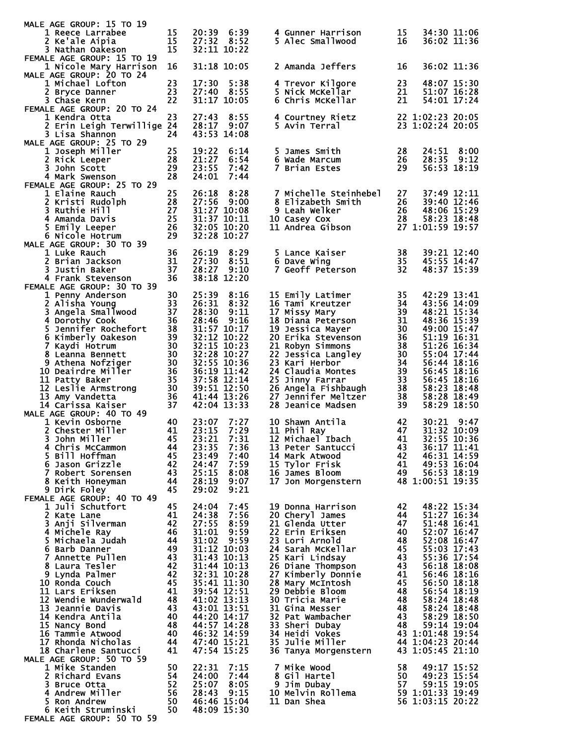MALE AGE GROUP: 15 TO 19

| Place | Name | Age | Time | Pace |
|---|---|---|---|---|
| 1 | Reece Larrabee | 15 | 20:39 | 6:39 |
| 2 | Ke'ale Aipia | 15 | 27:32 | 8:52 |
| 3 | Nathan Oakeson | 15 | 32:11 | 10:22 |
| 4 | Gunner Harrison | 15 | 34:30 | 11:06 |
| 5 | Alec Smallwood | 16 | 36:02 | 11:36 |

FEMALE AGE GROUP: 15 TO 19

| Place | Name | Age | Time | Pace |
|---|---|---|---|---|
| 1 | Nicole Mary Harrison | 16 | 31:18 | 10:05 |
| 2 | Amanda Jeffers | 16 | 36:02 | 11:36 |

MALE AGE GROUP: 20 TO 24

| Place | Name | Age | Time | Pace |
|---|---|---|---|---|
| 1 | Michael Lofton | 23 | 17:30 | 5:38 |
| 2 | Bryce Danner | 23 | 27:40 | 8:55 |
| 3 | Chase Kern | 22 | 31:17 | 10:05 |
| 4 | Trevor Kilgore | 23 | 48:07 | 15:30 |
| 5 | Nick McKellar | 21 | 51:07 | 16:28 |
| 6 | Chris McKellar | 21 | 54:01 | 17:24 |

FEMALE AGE GROUP: 20 TO 24

| Place | Name | Age | Time | Pace |
|---|---|---|---|---|
| 1 | Kendra Otta | 23 | 27:43 | 8:55 |
| 2 | Erin Leigh Terwillige | 24 | 28:17 | 9:07 |
| 3 | Lisa Shannon | 24 | 43:53 | 14:08 |
| 4 | Courtney Rietz | 22 | 1:02:23 | 20:05 |
| 5 | Avin Terral | 23 | 1:02:24 | 20:05 |

MALE AGE GROUP: 25 TO 29

| Place | Name | Age | Time | Pace |
|---|---|---|---|---|
| 1 | Joseph Miller | 25 | 19:22 | 6:14 |
| 2 | Rick Leeper | 28 | 21:27 | 6:54 |
| 3 | John Scott | 29 | 23:55 | 7:42 |
| 4 | Mark Swenson | 28 | 24:01 | 7:44 |
| 5 | James Smith | 28 | 24:51 | 8:00 |
| 6 | Wade Marcum | 26 | 28:35 | 9:12 |
| 7 | Brian Estes | 29 | 56:53 | 18:19 |

FEMALE AGE GROUP: 25 TO 29

| Place | Name | Age | Time | Pace |
|---|---|---|---|---|
| 1 | Elaine Rauch | 25 | 26:18 | 8:28 |
| 2 | Kristi Rudolph | 28 | 27:56 | 9:00 |
| 3 | Ruthie Hill | 27 | 31:27 | 10:08 |
| 4 | Amanda Davis | 25 | 31:37 | 10:11 |
| 5 | Emily Leeper | 26 | 32:05 | 10:20 |
| 6 | Nicole Hotrum | 29 | 32:28 | 10:27 |
| 7 | Michelle Steinhebel | 27 | 37:49 | 12:11 |
| 8 | Elizabeth Smith | 26 | 39:40 | 12:46 |
| 9 | Leah Welker | 26 | 48:06 | 15:29 |
| 10 | Casey Cox | 28 | 58:23 | 18:48 |
| 11 | Andrea Gibson | 27 | 1:01:59 | 19:57 |

MALE AGE GROUP: 30 TO 39

| Place | Name | Age | Time | Pace |
|---|---|---|---|---|
| 1 | Luke Rauch | 36 | 26:19 | 8:29 |
| 2 | Brian Jackson | 31 | 27:30 | 8:51 |
| 3 | Justin Baker | 37 | 28:27 | 9:10 |
| 4 | Frank Stevenson | 36 | 38:18 | 12:20 |
| 5 | Lance Kaiser | 38 | 39:21 | 12:40 |
| 6 | Dave Wing | 35 | 45:55 | 14:47 |
| 7 | Geoff Peterson | 32 | 48:37 | 15:39 |

FEMALE AGE GROUP: 30 TO 39

| Place | Name | Age | Time | Pace |
|---|---|---|---|---|
| 1 | Penny Anderson | 30 | 25:39 | 8:16 |
| 2 | Alisha Young | 33 | 26:31 | 8:32 |
| 3 | Angela Smallwood | 37 | 28:30 | 9:11 |
| 4 | Dorothy Cook | 36 | 28:46 | 9:16 |
| 5 | Jennifer Rochefort | 38 | 31:57 | 10:17 |
| 6 | Kimberly Oakeson | 39 | 32:12 | 10:22 |
| 7 | Kaydi Hotrum | 30 | 32:15 | 10:23 |
| 8 | Leanna Bennett | 30 | 32:28 | 10:27 |
| 9 | Athena Nofziger | 30 | 32:55 | 10:36 |
| 10 | Deairdre Miller | 36 | 36:19 | 11:42 |
| 11 | Patty Baker | 35 | 37:58 | 12:14 |
| 12 | Leslie Armstrong | 30 | 39:51 | 12:50 |
| 13 | Amy Vandetta | 36 | 41:44 | 13:26 |
| 14 | Carissa Kaiser | 37 | 42:04 | 13:33 |
| 15 | Emily Latimer | 35 | 42:29 | 13:41 |
| 16 | Tami Kreutzer | 34 | 43:56 | 14:09 |
| 17 | Missy Mary | 39 | 48:21 | 15:34 |
| 18 | Diana Peterson | 31 | 48:36 | 15:39 |
| 19 | Jessica Mayer | 30 | 49:00 | 15:47 |
| 20 | Erika Stevenson | 36 | 51:19 | 16:31 |
| 21 | Robyn Simmons | 38 | 51:26 | 16:34 |
| 22 | Jessica Langley | 30 | 55:04 | 17:44 |
| 23 | Kari Herbor | 34 | 56:44 | 18:16 |
| 24 | Claudia Montes | 39 | 56:45 | 18:16 |
| 25 | Jinny Farrar | 33 | 56:45 | 18:16 |
| 26 | Angela Fishbaugh | 38 | 58:23 | 18:48 |
| 27 | Jennifer Meltzer | 38 | 58:28 | 18:49 |
| 28 | Jeanice Madsen | 39 | 58:29 | 18:50 |

MALE AGE GROUP: 40 TO 49

| Place | Name | Age | Time | Pace |
|---|---|---|---|---|
| 1 | Kevin Osborne | 40 | 23:07 | 7:27 |
| 2 | Chester Miller | 41 | 23:15 | 7:29 |
| 3 | John Miller | 45 | 23:21 | 7:31 |
| 4 | Chris McCammon | 44 | 23:35 | 7:36 |
| 5 | Bill Hoffman | 45 | 23:49 | 7:40 |
| 6 | Jason Grizzle | 42 | 24:47 | 7:59 |
| 7 | Robert Sorensen | 43 | 25:15 | 8:08 |
| 8 | Keith Honeyman | 44 | 28:19 | 9:07 |
| 9 | Dirk Foley | 45 | 29:02 | 9:21 |
| 10 | Shawn Antila | 42 | 30:21 | 9:47 |
| 11 | Phil Ray | 47 | 31:32 | 10:09 |
| 12 | Michael Ibach | 41 | 32:55 | 10:36 |
| 13 | Peter Santucci | 43 | 36:17 | 11:41 |
| 14 | Mark Atwood | 42 | 46:31 | 14:59 |
| 15 | Tylor Frisk | 41 | 49:53 | 16:04 |
| 16 | James Bloom | 49 | 56:53 | 18:19 |
| 17 | Jon Morgenstern | 48 | 1:00:51 | 19:35 |

FEMALE AGE GROUP: 40 TO 49

| Place | Name | Age | Time | Pace |
|---|---|---|---|---|
| 1 | Juli Schutfort | 45 | 24:04 | 7:45 |
| 2 | Kate Lane | 41 | 24:38 | 7:56 |
| 3 | Anji Silverman | 42 | 27:55 | 8:59 |
| 4 | Michele Ray | 46 | 31:01 | 9:59 |
| 5 | Michaela Judah | 44 | 31:02 | 9:59 |
| 6 | Barb Danner | 49 | 31:12 | 10:03 |
| 7 | Annette Pullen | 43 | 31:43 | 10:13 |
| 8 | Laura Tesler | 42 | 31:44 | 10:13 |
| 9 | Lynda Palmer | 42 | 32:31 | 10:28 |
| 10 | Ronda Couch | 45 | 35:41 | 11:30 |
| 11 | Lars Eriksen | 41 | 39:54 | 12:51 |
| 12 | Wendie Wunderwald | 48 | 41:02 | 13:13 |
| 13 | Jeannie Davis | 43 | 43:01 | 13:51 |
| 14 | Kendra Antila | 40 | 44:20 | 14:17 |
| 15 | Nancy Bond | 48 | 44:57 | 14:28 |
| 16 | Tammie Atwood | 40 | 46:32 | 14:59 |
| 17 | Rhonda Nicholas | 44 | 47:40 | 15:21 |
| 18 | Charlene Santucci | 41 | 47:54 | 15:25 |
| 19 | Donna Harrison | 42 | 48:22 | 15:34 |
| 20 | Cheryl James | 44 | 51:27 | 16:34 |
| 21 | Glenda Utter | 47 | 51:48 | 16:41 |
| 22 | Erin Eriksen | 40 | 52:07 | 16:47 |
| 23 | Lori Arnold | 48 | 52:08 | 16:47 |
| 24 | Sarah McKellar | 45 | 55:03 | 17:43 |
| 25 | Kari Lindsay | 43 | 55:36 | 17:54 |
| 26 | Diane Thompson | 43 | 56:18 | 18:08 |
| 27 | Kimberly Donnie | 41 | 56:46 | 18:16 |
| 28 | Mary McIntosh | 45 | 56:50 | 18:18 |
| 29 | Debbie Bloom | 48 | 56:54 | 18:19 |
| 30 | Tricia Marie | 48 | 58:24 | 18:48 |
| 31 | Gina Messer | 48 | 58:24 | 18:48 |
| 32 | Pat Wambacher | 43 | 58:29 | 18:50 |
| 33 | Sheri Dubay | 48 | 59:14 | 19:04 |
| 34 | Heidi Vokes | 43 | 1:01:48 | 19:54 |
| 35 | Julie Miller | 44 | 1:04:23 | 20:44 |
| 36 | Tanya Morgenstern | 43 | 1:05:45 | 21:10 |

MALE AGE GROUP: 50 TO 59

| Place | Name | Age | Time | Pace |
|---|---|---|---|---|
| 1 | Mike Standen | 50 | 22:31 | 7:15 |
| 2 | Richard Evans | 54 | 24:00 | 7:44 |
| 3 | Bruce Otta | 52 | 25:07 | 8:05 |
| 4 | Andrew Miller | 56 | 28:43 | 9:15 |
| 5 | Ron Andrew | 50 | 46:46 | 15:04 |
| 6 | Keith Struminski | 50 | 48:09 | 15:30 |
| 7 | Mike Wood | 58 | 49:17 | 15:52 |
| 8 | Gil Hartel | 50 | 49:23 | 15:54 |
| 9 | Jim Dubay | 57 | 59:15 | 19:05 |
| 10 | Melvin Rollema | 59 | 1:01:33 | 19:49 |
| 11 | Dan Shea | 56 | 1:03:15 | 20:22 |

FEMALE AGE GROUP: 50 TO 59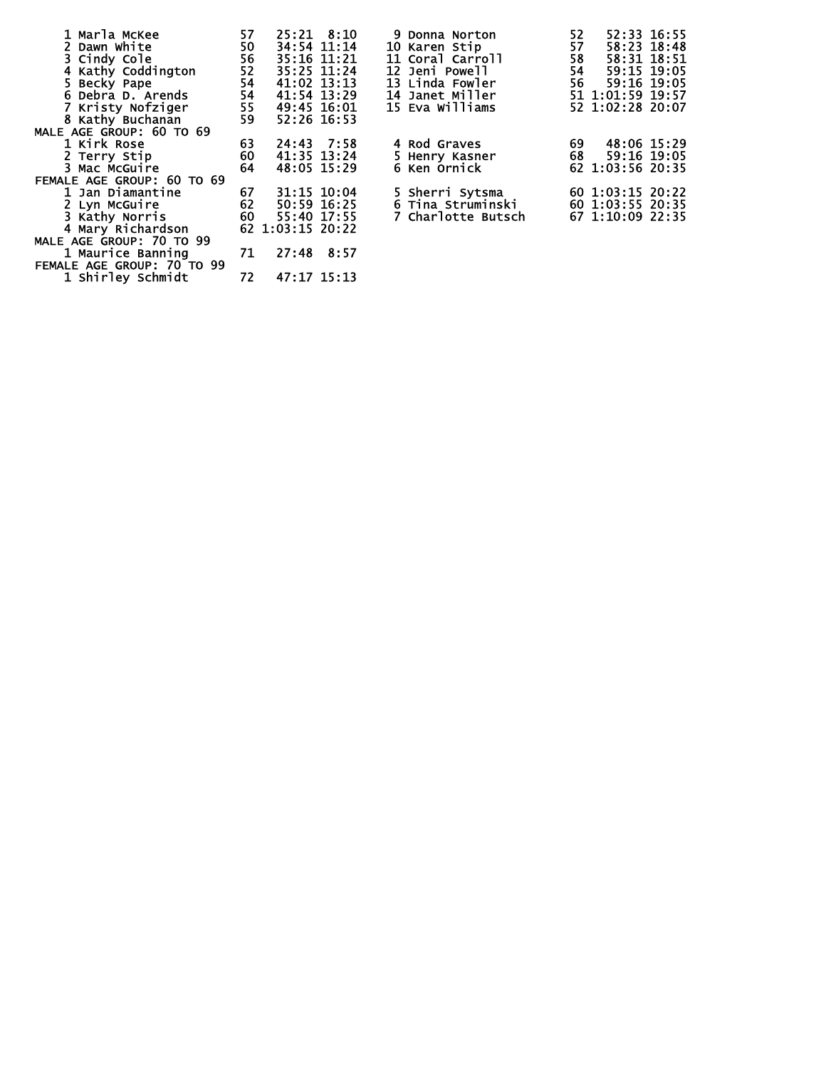| | | | | |
|---|---|---|---|---|
| 1 | Marla McKee | 57 | 25:21 | 8:10 |
| 2 | Dawn White | 50 | 34:54 | 11:14 |
| 3 | Cindy Cole | 56 | 35:16 | 11:21 |
| 4 | Kathy Coddington | 52 | 35:25 | 11:24 |
| 5 | Becky Pape | 54 | 41:02 | 13:13 |
| 6 | Debra D. Arends | 54 | 41:54 | 13:29 |
| 7 | Kristy Nofziger | 55 | 49:45 | 16:01 |
| 8 | Kathy Buchanan | 59 | 52:26 | 16:53 |
| 9 | Donna Norton | 52 | 52:33 | 16:55 |
| 10 | Karen Stip | 57 | 58:23 | 18:48 |
| 11 | Coral Carroll | 58 | 58:31 | 18:51 |
| 12 | Jeni Powell | 54 | 59:15 | 19:05 |
| 13 | Linda Fowler | 56 | 59:16 | 19:05 |
| 14 | Janet Miller | 51 | 1:01:59 | 19:57 |
| 15 | Eva Williams | 52 | 1:02:28 | 20:07 |

MALE AGE GROUP: 60 TO 69

| | | | | |
|---|---|---|---|---|
| 1 | Kirk Rose | 63 | 24:43 | 7:58 |
| 2 | Terry Stip | 60 | 41:35 | 13:24 |
| 3 | Mac McGuire | 64 | 48:05 | 15:29 |
| 4 | Rod Graves | 69 | 48:06 | 15:29 |
| 5 | Henry Kasner | 68 | 59:16 | 19:05 |
| 6 | Ken Ornick | 62 | 1:03:56 | 20:35 |

FEMALE AGE GROUP: 60 TO 69

| | | | | |
|---|---|---|---|---|
| 1 | Jan Diamantine | 67 | 31:15 | 10:04 |
| 2 | Lyn McGuire | 62 | 50:59 | 16:25 |
| 3 | Kathy Norris | 60 | 55:40 | 17:55 |
| 4 | Mary Richardson | 62 | 1:03:15 | 20:22 |
| 5 | Sherri Sytsma | 60 | 1:03:15 | 20:22 |
| 6 | Tina Struminski | 60 | 1:03:55 | 20:35 |
| 7 | Charlotte Butsch | 67 | 1:10:09 | 22:35 |

MALE AGE GROUP: 70 TO 99

| | | | | |
|---|---|---|---|---|
| 1 | Maurice Banning | 71 | 27:48 | 8:57 |

FEMALE AGE GROUP: 70 TO 99

| | | | | |
|---|---|---|---|---|
| 1 | Shirley Schmidt | 72 | 47:17 | 15:13 |